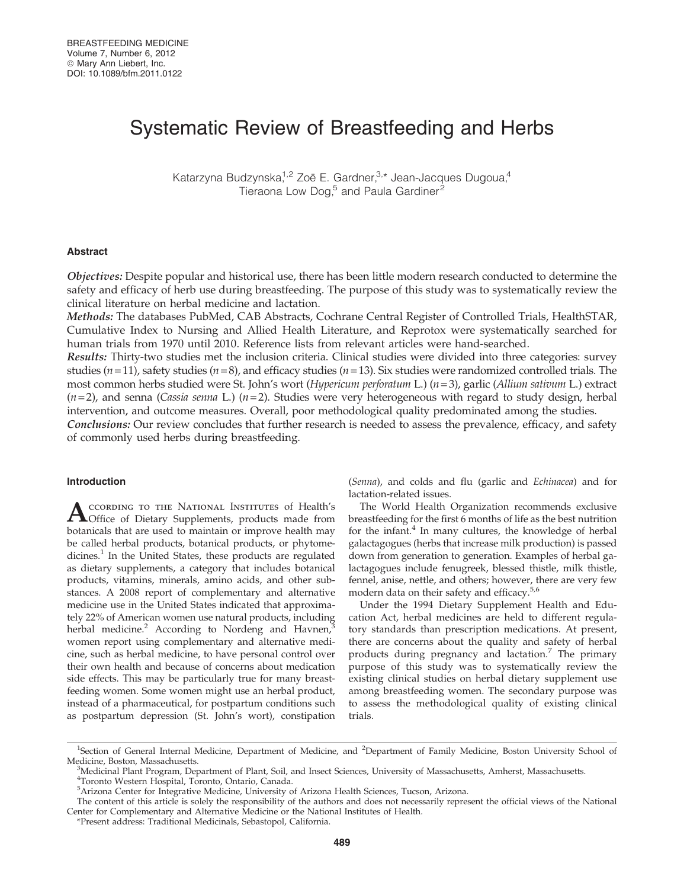# Systematic Review of Breastfeeding and Herbs

Katarzyna Budzynska,[1,2] Zoë E. Gardner,[3,*] Jean-Jacques Dugoua,[4] Tieraona Low Dog,[5] and Paula Gardiner[2]

## Abstract

***Objectives:*** Despite popular and historical use, there has been little modern research conducted to determine the safety and efficacy of herb use during breastfeeding. The purpose of this study was to systematically review the clinical literature on herbal medicine and lactation.

***Methods:*** The databases PubMed, CAB Abstracts, Cochrane Central Register of Controlled Trials, HealthSTAR, Cumulative Index to Nursing and Allied Health Literature, and Reprotox were systematically searched for human trials from 1970 until 2010. Reference lists from relevant articles were hand-searched.

***Results:*** Thirty-two studies met the inclusion criteria. Clinical studies were divided into three categories: survey studies ($n = 11$), safety studies ($n = 8$), and efficacy studies ($n = 13$). Six studies were randomized controlled trials. The most common herbs studied were St. John's wort (*Hypericum perforatum* L.) ($n = 3$), garlic (*Allium sativum* L.) extract ($n = 2$), and senna (*Cassia senna* L.) ($n = 2$). Studies were very heterogeneous with regard to study design, herbal intervention, and outcome measures. Overall, poor methodological quality predominated among the studies.

***Conclusions:*** Our review concludes that further research is needed to assess the prevalence, efficacy, and safety of commonly used herbs during breastfeeding.

## Introduction

According to the National Institutes of Health's Office of Dietary Supplements, products made from botanicals that are used to maintain or improve health may be called herbal products, botanical products, or phytomedicines.[1] In the United States, these products are regulated as dietary supplements, a category that includes botanical products, vitamins, minerals, amino acids, and other substances. A 2008 report of complementary and alternative medicine use in the United States indicated that approximately 22% of American women use natural products, including herbal medicine.[2] According to Nordeng and Havnen,[3] women report using complementary and alternative medicine, such as herbal medicine, to have personal control over their own health and because of concerns about medication side effects. This may be particularly true for many breastfeeding women. Some women might use an herbal product, instead of a pharmaceutical, for postpartum conditions such as postpartum depression (St. John's wort), constipation (*Senna*), and colds and flu (garlic and *Echinacea*) and for lactation-related issues.

The World Health Organization recommends exclusive breastfeeding for the first 6 months of life as the best nutrition for the infant.[4] In many cultures, the knowledge of herbal galactagogues (herbs that increase milk production) is passed down from generation to generation. Examples of herbal galactagogues include fenugreek, blessed thistle, milk thistle, fennel, anise, nettle, and others; however, there are very few modern data on their safety and efficacy.[5,6]

Under the 1994 Dietary Supplement Health and Education Act, herbal medicines are held to different regulatory standards than prescription medications. At present, there are concerns about the quality and safety of herbal products during pregnancy and lactation.[7] The primary purpose of this study was to systematically review the existing clinical studies on herbal dietary supplement use among breastfeeding women. The secondary purpose was to assess the methodological quality of existing clinical trials.

---

[1]Section of General Internal Medicine, Department of Medicine, and [2]Department of Family Medicine, Boston University School of Medicine, Boston, Massachusetts.

[3]Medicinal Plant Program, Department of Plant, Soil, and Insect Sciences, University of Massachusetts, Amherst, Massachusetts.

[4]Toronto Western Hospital, Toronto, Ontario, Canada.

[5]Arizona Center for Integrative Medicine, University of Arizona Health Sciences, Tucson, Arizona.

The content of this article is solely the responsibility of the authors and does not necessarily represent the official views of the National Center for Complementary and Alternative Medicine or the National Institutes of Health.

*Present address: Traditional Medicinals, Sebastopol, California.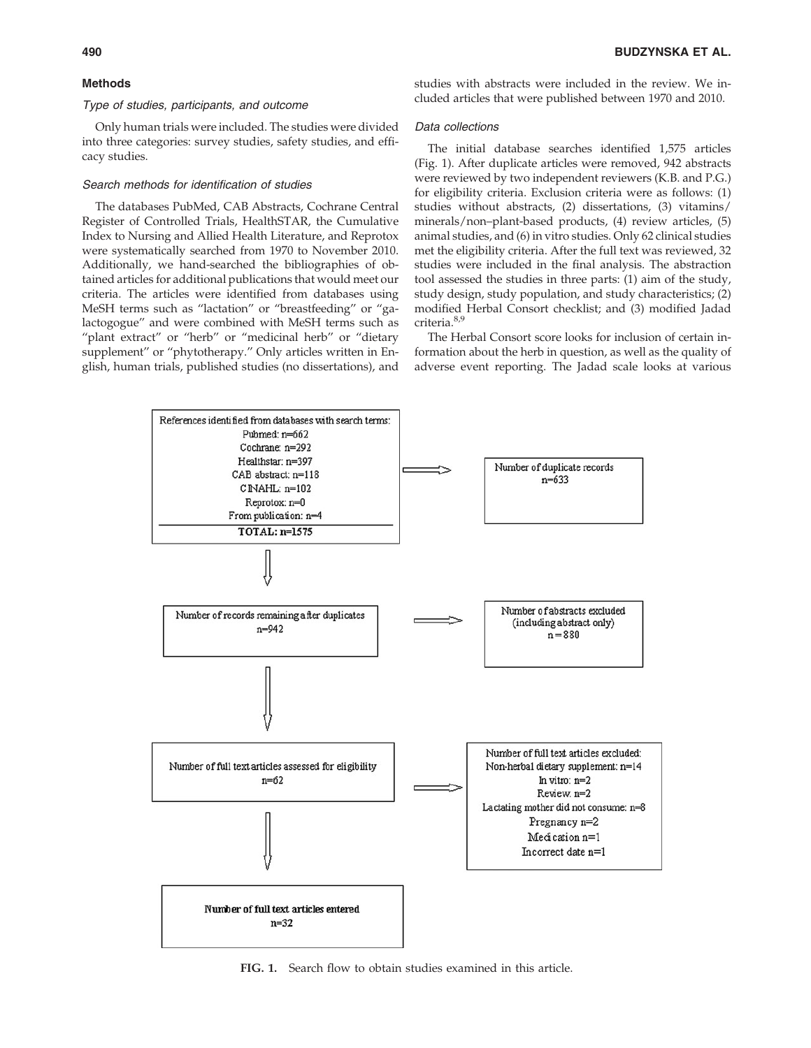## Methods

### *Type of studies, participants, and outcome*

Only human trials were included. The studies were divided into three categories: survey studies, safety studies, and efficacy studies.

### *Search methods for identification of studies*

The databases PubMed, CAB Abstracts, Cochrane Central Register of Controlled Trials, HealthSTAR, the Cumulative Index to Nursing and Allied Health Literature, and Reprotox were systematically searched from 1970 to November 2010. Additionally, we hand-searched the bibliographies of obtained articles for additional publications that would meet our criteria. The articles were identified from databases using MeSH terms such as "lactation" or "breastfeeding" or "galactogogue" and were combined with MeSH terms such as "plant extract" or "herb" or "medicinal herb" or "dietary supplement" or "phytotherapy." Only articles written in English, human trials, published studies (no dissertations), and studies with abstracts were included in the review. We included articles that were published between 1970 and 2010.

### *Data collections*

The initial database searches identified 1,575 articles (Fig. 1). After duplicate articles were removed, 942 abstracts were reviewed by two independent reviewers (K.B. and P.G.) for eligibility criteria. Exclusion criteria were as follows: (1) studies without abstracts, (2) dissertations, (3) vitamins/minerals/non–plant-based products, (4) review articles, (5) animal studies, and (6) in vitro studies. Only 62 clinical studies met the eligibility criteria. After the full text was reviewed, 32 studies were included in the final analysis. The abstraction tool assessed the studies in three parts: (1) aim of the study, study design, study population, and study characteristics; (2) modified Herbal Consort checklist; and (3) modified Jadad criteria.[8,9]

The Herbal Consort score looks for inclusion of certain information about the herb in question, as well as the quality of adverse event reporting. The Jadad scale looks at various

References identified from databases with search terms:
Pubmed: n=662
Cochrane: n=292
Healthstar: n=397
CAB abstract: n=118
CINAHL: n=102
Reprotox: n=0
From publication: n=4
**TOTAL: n=1575**

Number of duplicate records
n=633

Number of records remaining after duplicates
n=942

Number of abstracts excluded
(including abstract only)
n = 880

Number of full text articles assessed for eligibility
n=62

Number of full text articles excluded:
Non-herbal dietary supplement: n=14
In vitro: n=2
Review: n=2
Lactating mother did not consume: n=8
Pregnancy n=2
Medication n=1
Incorrect date n=1

**Number of full text articles entered**
**n=32**

**FIG. 1.** Search flow to obtain studies examined in this article.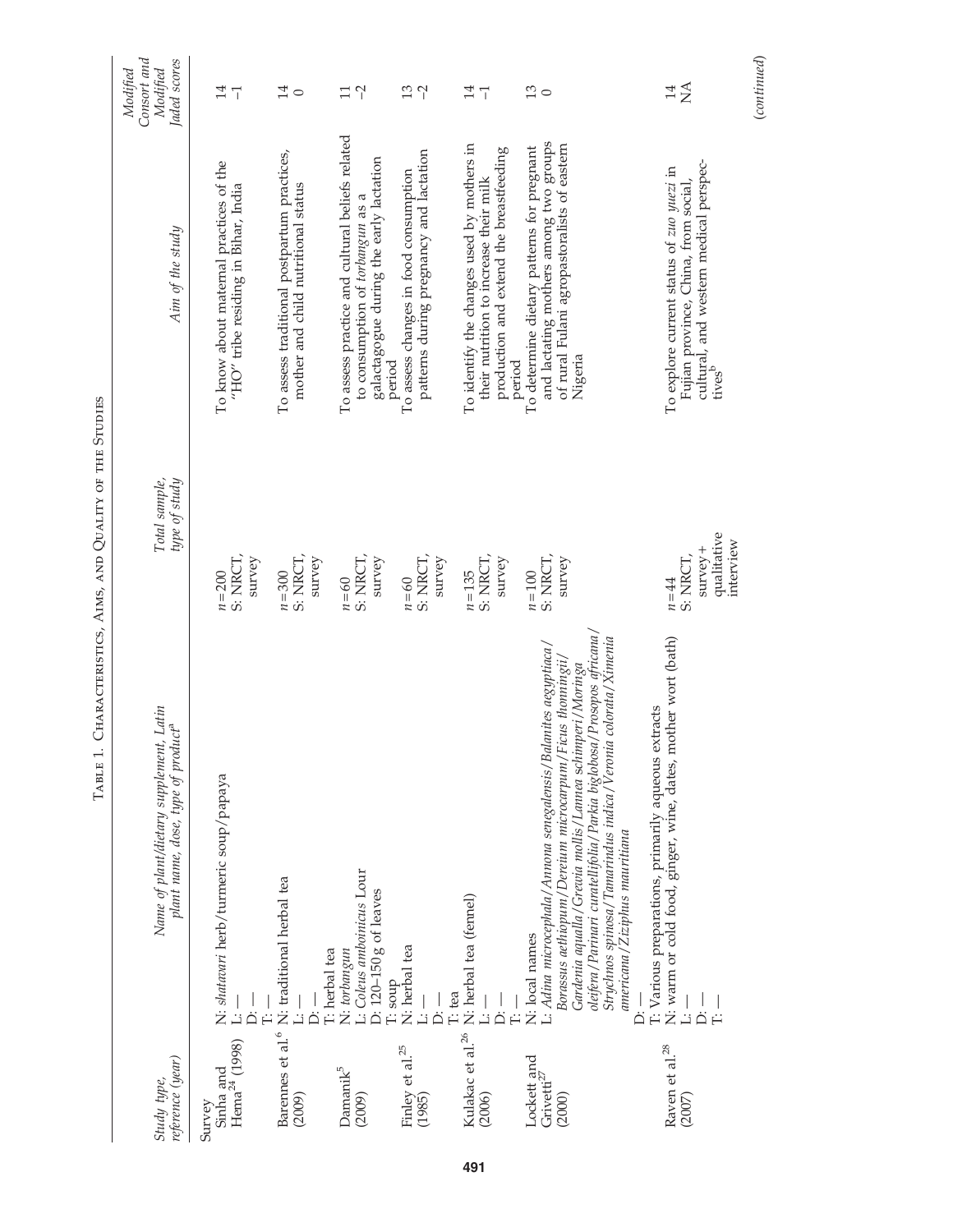Table 1. Characteristics, Aims, and Quality of the Studies

| Study type, reference (year) | Name of plant/dietary supplement, Latin plant name, dose, type of product[a] | Total sample, type of study | Aim of the study | Modified Consort and Modified Jaded scores |
|---|---|---|---|---|
| Survey | | | | |
| Sinha and Hema[24] (1998) | N: *shatavari* herb/turmeric soup/papaya<br>L: —<br>D: —<br>T: — | $n=200$<br>S: NRCT, survey | To know about maternal practices of the "HO" tribe residing in Bihar, India | 14<br>−1 |
| Barennes et al.[6] (2009) | N: traditional herbal tea<br>L: —<br>D: —<br>T: herbal tea | $n=300$<br>S: NRCT, survey | To assess traditional postpartum practices, mother and child nutritional status | 14<br>0 |
| Damanik[5] (2009) | N: *torbangun*<br>L: *Coleus amboinicus* Lour<br>D: 120–150 g of leaves<br>T: soup | $n=60$<br>S: NRCT, survey | To assess practice and cultural beliefs related to consumption of *torbangun* as a galactagogue during the early lactation period | 11<br>−2 |
| Finley et al.[25] (1985) | N: herbal tea<br>L: —<br>D: —<br>T: tea | $n=60$<br>S: NRCT, survey | To assess changes in food consumption patterns during pregnancy and lactation | 13<br>−2 |
| Kulakac et al.[26] (2006) | N: herbal tea (fennel)<br>L: —<br>D: —<br>T: — | $n=135$<br>S: NRCT, survey | To identify the changes used by mothers in their nutrition to increase their milk production and extend the breastfeeding period | 14<br>−1 |
| Lockett and Grivetti[27] (2000) | N: local names<br>L: *Adina microcephala*/*Annona senegalensis*/*Balanites aegyptiaca*/*Borassus aethiopum*/*Dereium microcarpum*/*Ficus thonningii*/*Gardenia aqualla*/*Grewia mollis*/*Lannea schimperi*/*Moringa oleifera*/*Parinari curatellifolia*/*Parkia biglobosa*/*Prosopos africana*/*Strychnos spinosa*/*Tamarindus indica*/*Veronia colorata*/*Ximenia americana*/*Ziziphus mauritiana*<br>D: —<br>T: Various preparations, primarily aqueous extracts | $n=100$<br>S: NRCT, survey | To determine dietary patterns for pregnant and lactating mothers among two groups of rural Fulani agropastoralists of eastern Nigeria | 13<br>0 |
| Raven et al.[28] (2007) | N: warm or cold food, ginger, wine, dates, mother wort (bath)<br>L: —<br>D: —<br>T: — | $n=44$<br>S: NRCT, survey + qualitative interview | To explore current status of *zuo yuezi* in Fujian province, China, from social, cultural, and western medical perspectives[b] | 14<br>NA |

(continued)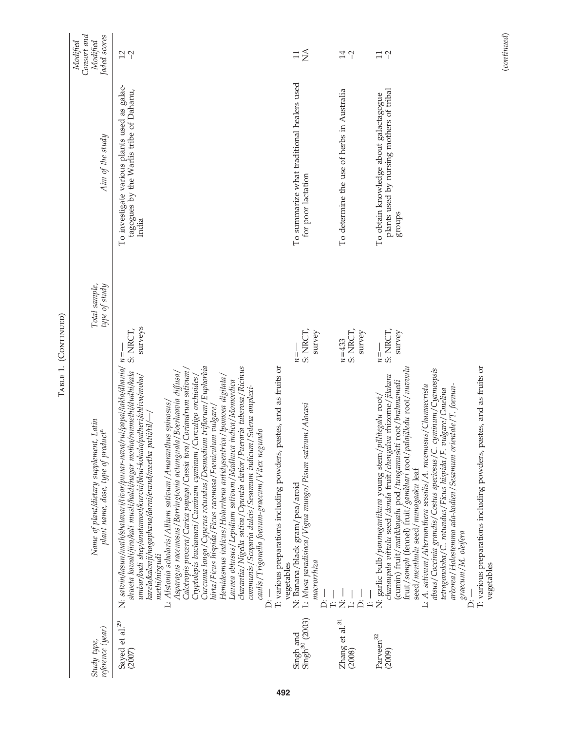Table 1. (Continued)

| Study type, reference (year) | Name of plant/dietary supplement, Latin plant name, dose, type of product[a] | Total sample, type of study | Aim of the study | Modified Consort and Modified Jaded scores |
|---|---|---|---|---|
| Sayed et al.[29] (2007) | N: *satvin/lasun/math/shatavari/tivar/punar-nava/rui/papai/takla/dhania/shveta kawali/jira/kali musli/haldi/nagar motha/rannmethi/dudhi/kala umbar/badi shep/anatamool/kurchi/bhui-kohala/patheri/ahliva/moha/karela/kalonji/nagaphana/darni/erand/meetha patti/til/—/methi/nirgudi*<br>L: *Alstonia scholaris/Allium sativum/Amaranthus spinosus/Asparagus racemosus/Barringtonia actungnala/Boerhaavia diffusa/Calotropis procera/Carica papaya/Cassia tora/Coriandrum sativum/Cryptolepis buchanani/Cuminum cyminum/Curculigo orchioides/Curcuma longa/Cyperus rotundus/Desmodium triflorum/Euphorbia hirta/Ficus hispida/Ficus racemosa/Foeniculum vulgare/Hemidesmus indicus/Holarrhena antidysentrica/Ipomoea digitata/Launea obtusus/Lepidium sativum/Madhuca indica/Momordica charantia/Nigella sativa/Opuntia elatior/Pueraria tuberosa/Ricinus communis/Scoparia dulcis/Sesamum indicum/Solena amplexicaulis/Trigonella foenum-graecum/Vitex negundo*<br>D: —<br>T: various preparations including powders, pastes, and as fruits or vegetables | *n* = —<br>S: NRCT, surveys | To investigate various plants used as galactagogues by the Warlis tribe of Dahanu, India | 12<br>–2 |
| Singh and Singh[30] (2003) | N: Banana/black gram/pea/aroid<br>L: *Musa paradisiaca/Vigna mungo/Pisum sativum/Alocasi macrorrhiza*<br>D: —<br>T: — | *n* = —<br>S: NRCT, survey | To summarize what traditional healers used for poor lactation | 11<br>NA |
| Zhang et al.[31] (2008) | N: —<br>L: —<br>D: —<br>T: — | *n* = 433<br>S: NRCT, survey | To determine the use of herbs in Australia | 14<br>–2 |
| Parveen[32] (2009) | N: garlic bulb/*ponnugantikura* young stem/*pillitegalu* root/*chanaupala vittulu* seed/*donda* fruit/*chengalva* rhizome/*jilakara* (cumin) fruit/*matikkayalu* pod/*tungamushti* root/*brahmamedi* fruit/*somph* (fennel) fruit/*gambhari* root/*palajilledu* root/*nuvvulu* seed/*menthulu* seed/*munagaaku* leaf<br>L: *A. sativum/Alternanthera sessilis/A. racemosus/Chamaecrista absus/Coccinia grandis/Costus speciosus/C. cyminum/Cyamospsis tetragonoloba/C. rotundus/Ficus hispida/F. vulgare/Gmelina arborea/Holostemma ada-kodien/Sesamum orientale/T. foenum-graecum/M. oleifera*<br>D: —<br>T: various preparations including powders, pastes, and as fruits or vegetables | *n* = —<br>S: NRCT, survey | To obtain knowledge about galactagogue plants used by nursing mothers of tribal groups | 11<br>–2 |

(*continued*)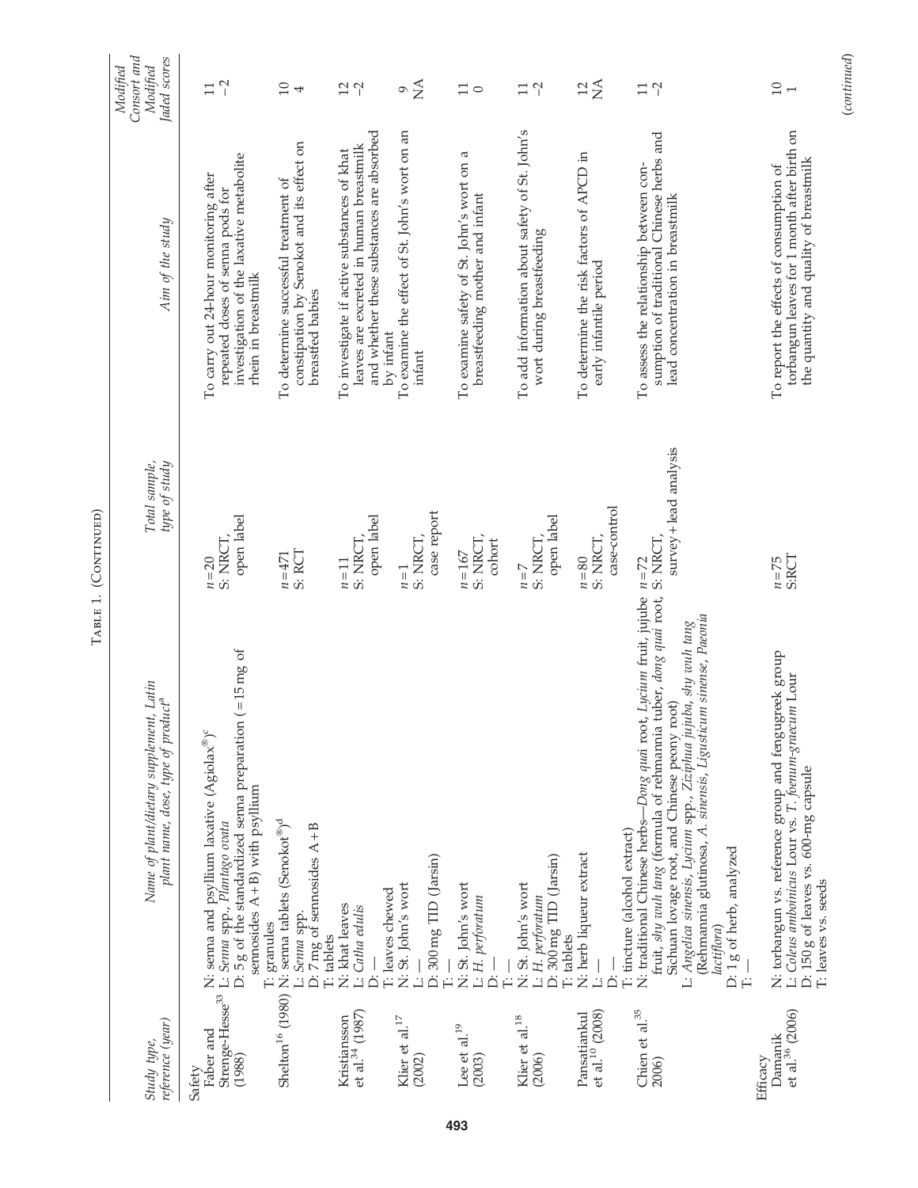Table 1. (Continued)

| Study type, reference (year) | Name of plant/dietary supplement, Latin plant name, dose, type of product[a] | Total sample, type of study | Aim of the study | Modified Consort and Modified Jadad scores |
|---|---|---|---|---|
| Safety | | | | |
| Faber and Strenge-Hesse[33] (1988) | N: senna and psyllium laxative (Agiolax®)[c]<br>L: *Senna* spp., *Plantago ovata*<br>D: 5 g of the standardized senna preparation (=15 mg of sennosides A+B) with psyllium<br>T: granules | n=20<br>S: NRCT, open label | To carry out 24-hour monitoring after repeated doses of senna pods for investigation of the laxative metabolite rhein in breastmilk | 11<br>−2 |
| Shelton[16] (1980) | N: senna tablets (Senokot®)[d]<br>L: *Senna* spp.<br>D: 7 mg of sennosides A+B<br>T: tablets | n=471<br>S: RCT | To determine successful treatment of constipation by Senokot and its effect on breastfed babies | 10<br>4 |
| Kristiansson et al.[34] (1987) | N: khat leaves<br>L: *Catha edulis*<br>D: —<br>T: leaves chewed | n=11<br>S: NRCT, open label | To investigate if active substances of khat leaves are excreted in human breastmilk and whether these substances are absorbed by infant | 12<br>−2 |
| Klier et al.[17] (2002) | N: St. John's wort<br>L: —<br>D: 300 mg TID (Jarsin)<br>T: — | n=1<br>S: NRCT, case report | To examine the effect of St. John's wort on an infant | 9<br>NA |
| Lee et al.[19] (2003) | N: St. John's wort<br>L: *H. perforatum*<br>D: —<br>T: — | n=167<br>S: NRCT, cohort | To examine safety of St. John's wort on a breastfeeding mother and infant | 11<br>0 |
| Klier et al.[18] (2006) | N: St. John's wort<br>L: *H. perforatum*<br>D: 300 mg TID (Jarsin)<br>T: tablets | n=7<br>S: NRCT, open label | To add information about safety of St. John's wort during breastfeeding | 11<br>−2 |
| Pansatiankul et al.[10] (2008) | N: herb liqueur extract<br>L: —<br>D: —<br>T: tincture (alcohol extract) | n=80<br>S: NRCT, case-control | To determine the risk factors of APCD in early infantile period | 12<br>NA |
| Chien et al.[35] 2006) | N: traditional Chinese herbs—*Dong quai* root, *Lycium* fruit, jujube fruit, *shy wuh tang* (formula of rehmannia tuber, *dong quai* root, Sichuan lovage root, and Chinese peony root)<br>L: *Angelica sinensis*, *Lycium* spp., *Ziziphua jujuba*, *shy wuh tang* (Rehmannia glutinosa, *A. sinensis*, *Ligusticum sinense*, *Paeonia lactiflora*)<br>D: 1 g of herb, analyzed<br>T: — | n=72<br>S: NRCT, survey+lead analysis | To assess the relationship between consumption of traditional Chinese herbs and lead concentration in breastmilk | 11<br>−2 |
| Efficacy | | | | |
| Damanik et al.[36] (2006) | N: torbangun vs. reference group and fenugreek group<br>L: *Coleus amboinicus* Lour vs. *T. foenum-graecum* Lour<br>D: 150 g of leaves vs. 600-mg capsule<br>T: leaves vs. seeds | n=75<br>S:RCT | To report the effects of consumption of torbangun leaves for 1 month after birth on the quantity and quality of breastmilk | 10<br>1 |

(*continued*)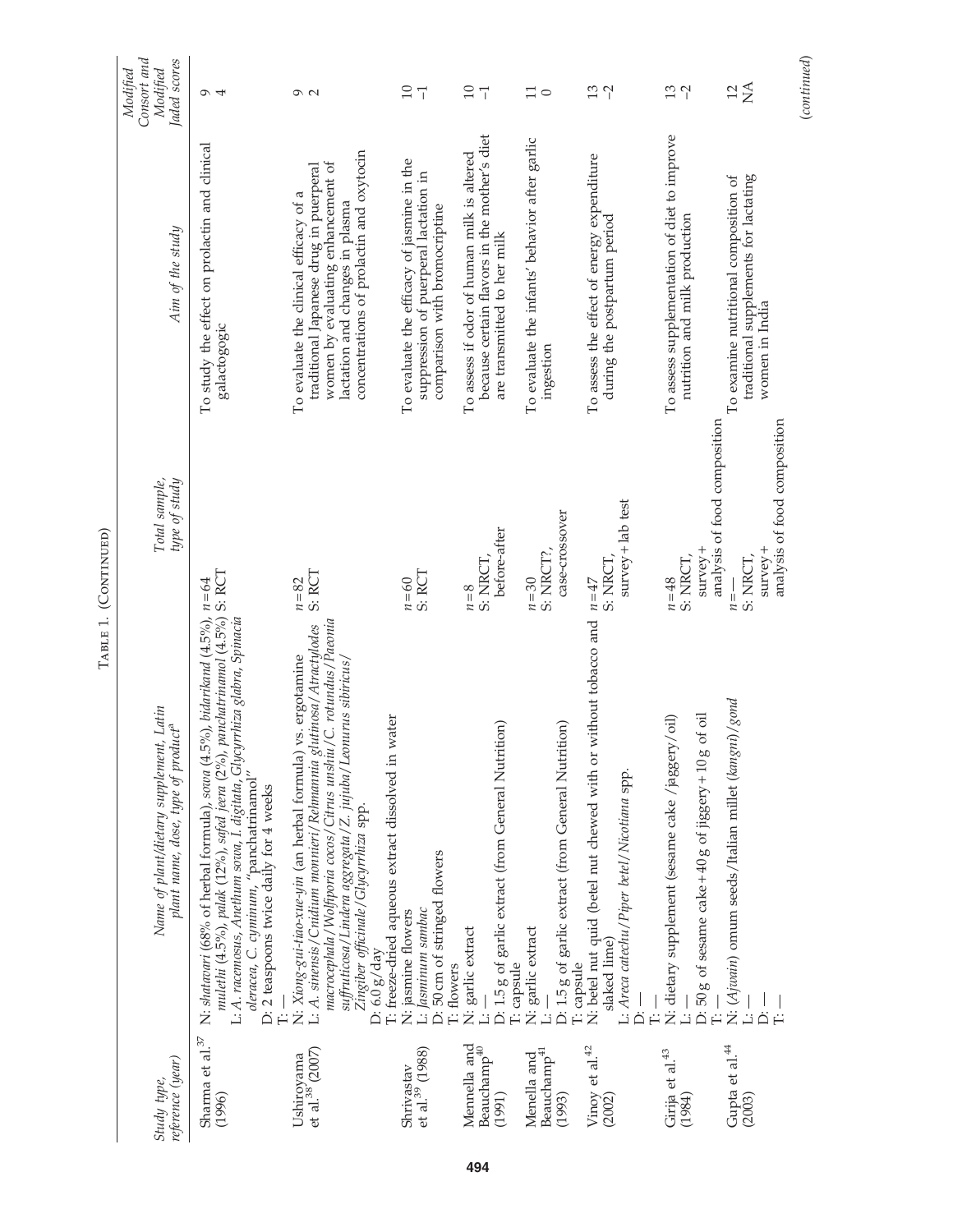Table 1. (Continued)

| Study type, reference (year) | Name of plant/dietary supplement, Latin plant name, dose, type of product[a] | Total sample, type of study | Aim of the study | Modified Consort and Modified Jadad scores |
|---|---|---|---|---|
| Sharma et al.[37] (1996) | N: *shatavari* (68% of herbal formula), *sowa* (4.5%), *bidarikand* (4.5%), *mulethi* (4.5%), *palak* (12%), *safed jeera* (2%), *panchatrinamol* (4.5%)<br>L: *A. racemosus*, *Anethum sowa*, *I. digitata*, *Glycyrrhiza glabra*, *Spinacia oleracea*, *C. cyminum*, "panchatrinamol"<br>D: 2 teaspoons twice daily for 4 weeks<br>T: — | *n* = 64<br>S: RCT | To study the effect on prolactin and clinical galactogogic | 9<br>4 |
| Ushiroyama et al.[38] (2007) | N: *Xiong-gui-tiao-xue-yin* (an herbal formula) vs. ergotamine<br>L: *A. sinensis*/*Cnidium monnieri*/*Rehmannia glutinosa*/*Atractylodes macrocephala*/*Wolfiporia cocos*/*Citrus unshiu*/*C. rotundus*/*Paeonia suffruticosa*/*Lindera aggregata*/*Z. jujuba*/*Leonurus sibiricus*/*Zingiber officinale*/*Glycyrrhiza* spp.<br>D: 6.0 g/day<br>T: freeze-dried aqueous extract dissolved in water | *n* = 82<br>S: RCT | To evaluate the clinical efficacy of a traditional Japanese drug in puerperal women by evaluating enhancement of lactation and changes in plasma concentrations of prolactin and oxytocin | 9<br>2 |
| Shrivastav et al.[39] (1988) | N: jasmine flowers<br>L: *Jasminum sambac*<br>D: 50 cm of stringed flowers<br>T: flowers | *n* = 60<br>S: RCT | To evaluate the efficacy of jasmine in the suppression of puerperal lactation in comparison with bromocriptine | 10<br>–1 |
| Mennella and Beauchamp[40] (1991) | N: garlic extract<br>L: —<br>D: 1.5 g of garlic extract (from General Nutrition)<br>T: capsule | *n* = 8<br>S: NRCT, before-after | To assess if odor of human milk is altered because certain flavors in the mother's diet are transmitted to her milk | 10<br>–1 |
| Menella and Beauchamp[41] (1993) | N: garlic extract<br>L: —<br>D: 1.5 g of garlic extract (from General Nutrition)<br>T: capsule | *n* = 30<br>S: NRCT?, case-crossover | To evaluate the infants' behavior after garlic ingestion | 11<br>0 |
| Vinoy et al.[42] (2002) | N: betel nut quid (betel nut chewed with or without tobacco and slaked lime)<br>L: *Areca catechu*/*Piper betel*/*Nicotiana* spp.<br>D: —<br>T: — | *n* = 47<br>S: NRCT, survey + lab test | To assess the effect of energy expenditure during the postpartum period | 13<br>–2 |
| Girija et al.[43] (1984) | N: dietary supplement (sesame cake /jaggery/oil)<br>L: —<br>D: 50 g of sesame cake + 40 g of jiggery + 10 g of oil<br>T: — | *n* = 48<br>S: NRCT, survey + analysis of food composition | To assess supplementation of diet to improve nutrition and milk production | 13<br>–2 |
| Gupta et al.[44] (2003) | N: (*Ajwain*) omum seeds/Italian millet (*kangni*)/*gond*<br>L: —<br>D: —<br>T: — | *n* = —<br>S: NRCT, survey + analysis of food composition | To examine nutritional composition of traditional supplements for lactating women in India | 12<br>NA |

(*continued*)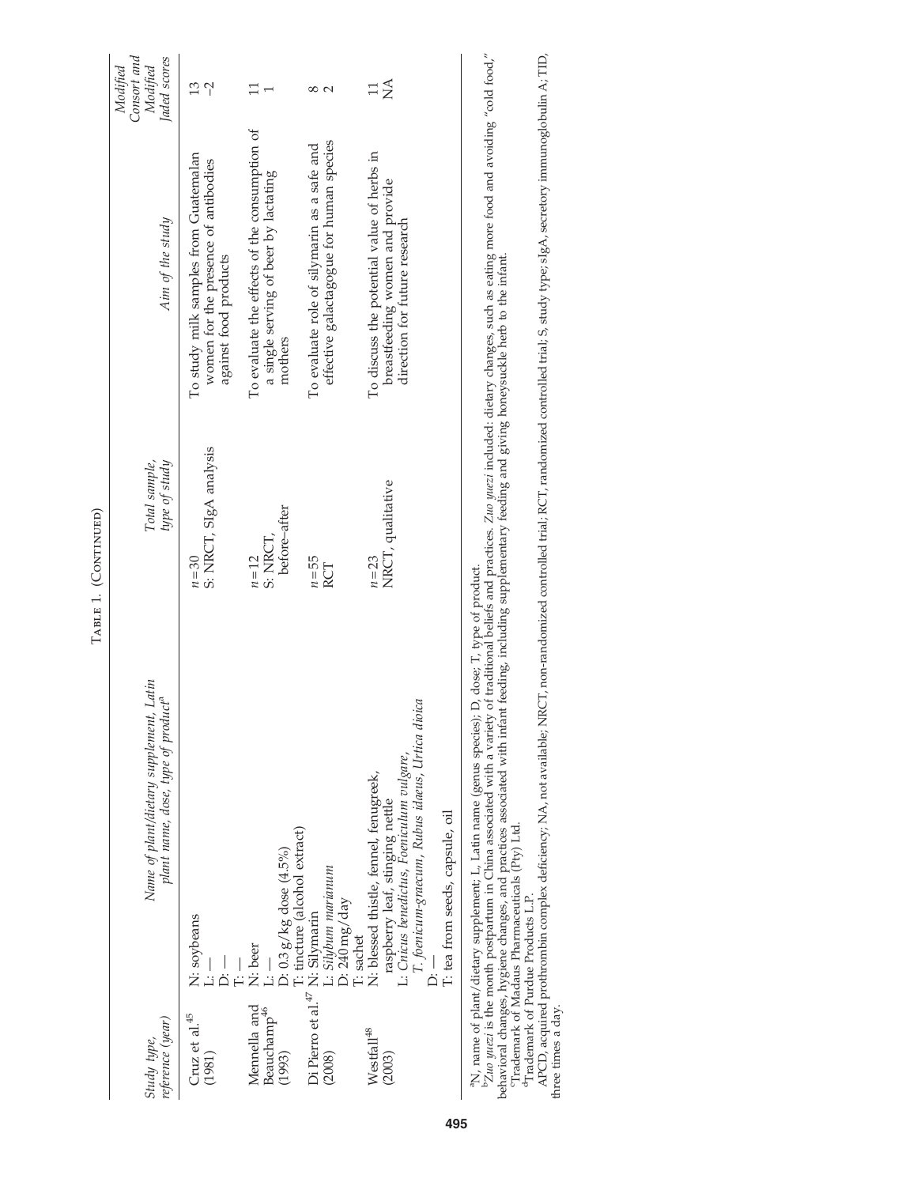Table 1. (Continued)

| Study type, reference (year) | Name of plant/dietary supplement, Latin plant name, dose, type of product[a] | Total sample, type of study | Aim of the study | Modified Consort and Modified Jaded scores |
|---|---|---|---|---|
| Cruz et al.[45] (1981) | N: soybeans<br>L: —<br>D: —<br>T: — | $n=30$<br>S: NRCT, SIgA analysis | To study milk samples from Guatemalan women for the presence of antibodies against food products | 13<br>−2 |
| Mennella and Beauchamp[46] (1993) | N: beer<br>L: —<br>D: 0.3 g/kg dose (4.5%)<br>T: tincture (alcohol extract) | $n=12$<br>S: NRCT, before–after | To evaluate the effects of the consumption of a single serving of beer by lactating mothers | 11<br>1 |
| Di Pierro et al.[47] (2008) | N: Silymarin<br>L: *Silybum marianum*<br>D: 240 mg/day<br>T: sachet | $n=55$<br>RCT | To evaluate role of silymarin as a safe and effective galactagogue for human species | 8<br>2 |
| Westfall[48] (2003) | N: blessed thistle, fennel, fenugreek, raspberry leaf, stinging nettle<br>L: *Cnicus benedictus*, *Foeniculum vulgare*, *T. foenicum-graecum*, *Rubus idaeus*, *Urtica dioica*<br>D: —<br>T: tea from seeds, capsule, oil | $n=23$<br>NRCT, qualitative | To discuss the potential value of herbs in breastfeeding women and provide direction for future research | 11<br>NA |

[a]N, name of plant/dietary supplement; L, Latin name (genus species); D, dose; T, type of product.
[b]*Zuo yuezi* is the month postpartum in China associated with a variety of traditional beliefs and practices. *Zuo yuezi* included: dietary changes, such as eating more food and avoiding "cold food," behavioral changes, hygiene changes, and practices associated with infant feeding, including supplementary feeding and giving honeysuckle herb to the infant.
[c]Trademark of Madaus Pharmaceuticals (Pty) Ltd.
[d]Trademark of Purdue Products L.P.
APCD, acquired prothrombin complex deficiency; NA, not available; NRCT, non-randomized controlled trial; RCT, randomized controlled trial; S, study type; sIgA, secretory immunoglobulin A; TID, three times a day.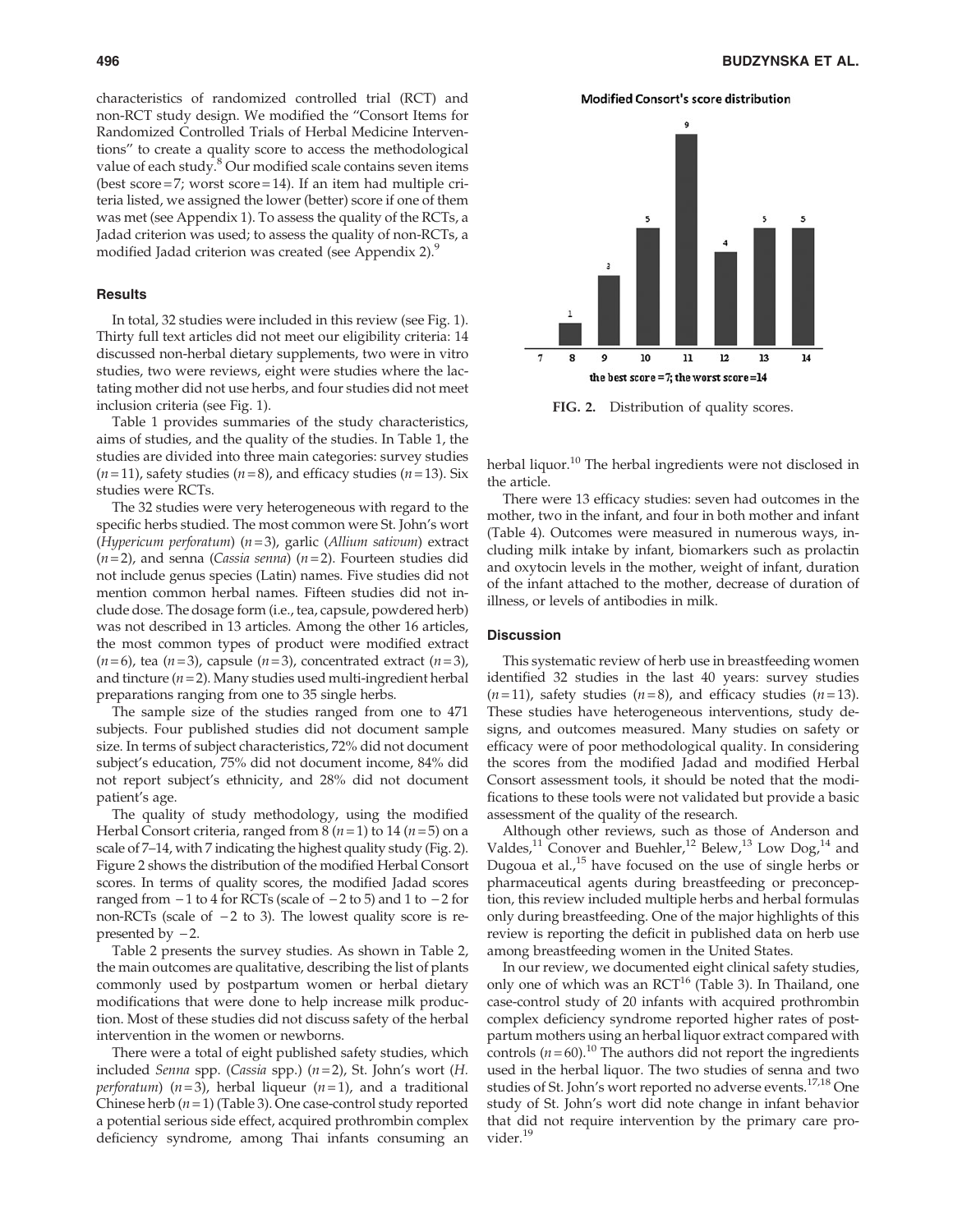characteristics of randomized controlled trial (RCT) and non-RCT study design. We modified the "Consort Items for Randomized Controlled Trials of Herbal Medicine Interventions" to create a quality score to access the methodological value of each study.[8] Our modified scale contains seven items (best score = 7; worst score = 14). If an item had multiple criteria listed, we assigned the lower (better) score if one of them was met (see Appendix 1). To assess the quality of the RCTs, a Jadad criterion was used; to assess the quality of non-RCTs, a modified Jadad criterion was created (see Appendix 2).[9]

### Results

In total, 32 studies were included in this review (see Fig. 1). Thirty full text articles did not meet our eligibility criteria: 14 discussed non-herbal dietary supplements, two were in vitro studies, two were reviews, eight were studies where the lactating mother did not use herbs, and four studies did not meet inclusion criteria (see Fig. 1).

Table 1 provides summaries of the study characteristics, aims of studies, and the quality of the studies. In Table 1, the studies are divided into three main categories: survey studies ($n = 11$), safety studies ($n = 8$), and efficacy studies ($n = 13$). Six studies were RCTs.

The 32 studies were very heterogeneous with regard to the specific herbs studied. The most common were St. John's wort (*Hypericum perforatum*) ($n = 3$), garlic (*Allium sativum*) extract ($n = 2$), and senna (*Cassia senna*) ($n = 2$). Fourteen studies did not include genus species (Latin) names. Five studies did not mention common herbal names. Fifteen studies did not include dose. The dosage form (i.e., tea, capsule, powdered herb) was not described in 13 articles. Among the other 16 articles, the most common types of product were modified extract ($n = 6$), tea ($n = 3$), capsule ($n = 3$), concentrated extract ($n = 3$), and tincture ($n = 2$). Many studies used multi-ingredient herbal preparations ranging from one to 35 single herbs.

The sample size of the studies ranged from one to 471 subjects. Four published studies did not document sample size. In terms of subject characteristics, 72% did not document subject's education, 75% did not document income, 84% did not report subject's ethnicity, and 28% did not document patient's age.

The quality of study methodology, using the modified Herbal Consort criteria, ranged from 8 ($n = 1$) to 14 ($n = 5$) on a scale of 7–14, with 7 indicating the highest quality study (Fig. 2). Figure 2 shows the distribution of the modified Herbal Consort scores. In terms of quality scores, the modified Jadad scores ranged from −1 to 4 for RCTs (scale of −2 to 5) and 1 to −2 for non-RCTs (scale of −2 to 3). The lowest quality score is represented by −2.

Table 2 presents the survey studies. As shown in Table 2, the main outcomes are qualitative, describing the list of plants commonly used by postpartum women or herbal dietary modifications that were done to help increase milk production. Most of these studies did not discuss safety of the herbal intervention in the women or newborns.

There were a total of eight published safety studies, which included *Senna* spp. (*Cassia* spp.) ($n = 2$), St. John's wort (*H. perforatum*) ($n = 3$), herbal liqueur ($n = 1$), and a traditional Chinese herb ($n = 1$) (Table 3). One case-control study reported a potential serious side effect, acquired prothrombin complex deficiency syndrome, among Thai infants consuming an herbal liquor.[10] The herbal ingredients were not disclosed in the article.

**Modified Consort's score distribution**

| Score | 7 | 8 | 9 | 10 | 11 | 12 | 13 | 14 |
|---|---|---|---|---|---|---|---|---|
| Number of studies | | 1 | 3 | 5 | 9 | 4 | 5 | 5 |

the best score = 7; the worst score = 14

**FIG. 2.** Distribution of quality scores.

There were 13 efficacy studies: seven had outcomes in the mother, two in the infant, and four in both mother and infant (Table 4). Outcomes were measured in numerous ways, including milk intake by infant, biomarkers such as prolactin and oxytocin levels in the mother, weight of infant, duration of the infant attached to the mother, decrease of duration of illness, or levels of antibodies in milk.

### Discussion

This systematic review of herb use in breastfeeding women identified 32 studies in the last 40 years: survey studies ($n = 11$), safety studies ($n = 8$), and efficacy studies ($n = 13$). These studies have heterogeneous interventions, study designs, and outcomes measured. Many studies on safety or efficacy were of poor methodological quality. In considering the scores from the modified Jadad and modified Herbal Consort assessment tools, it should be noted that the modifications to these tools were not validated but provide a basic assessment of the quality of the research.

Although other reviews, such as those of Anderson and Valdes,[11] Conover and Buehler,[12] Belew,[13] Low Dog,[14] and Dugoua et al.,[15] have focused on the use of single herbs or pharmaceutical agents during breastfeeding or preconception, this review included multiple herbs and herbal formulas only during breastfeeding. One of the major highlights of this review is reporting the deficit in published data on herb use among breastfeeding women in the United States.

In our review, we documented eight clinical safety studies, only one of which was an RCT[16] (Table 3). In Thailand, one case-control study of 20 infants with acquired prothrombin complex deficiency syndrome reported higher rates of postpartum mothers using an herbal liquor extract compared with controls ($n = 60$).[10] The authors did not report the ingredients used in the herbal liquor. The two studies of senna and two studies of St. John's wort reported no adverse events.[17,18] One study of St. John's wort did note change in infant behavior that did not require intervention by the primary care provider.[19]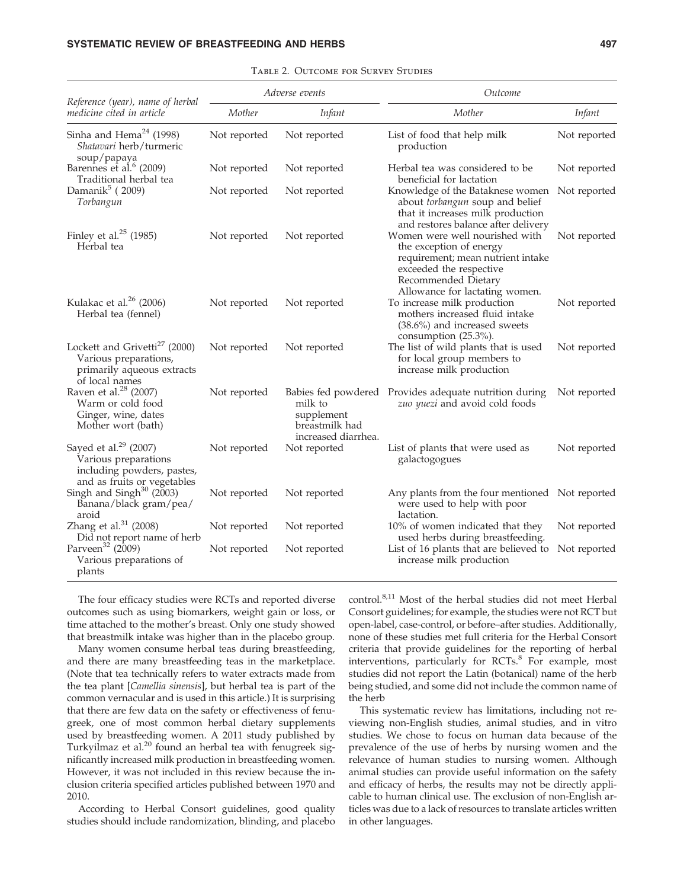Table 2. Outcome for Survey Studies

| Reference (year), name of herbal medicine cited in article | Adverse events | | Outcome | |
|---|---|---|---|---|
| | Mother | Infant | Mother | Infant |
| Sinha and Hema[24] (1998) *Shatavari* herb/turmeric soup/papaya | Not reported | Not reported | List of food that help milk production | Not reported |
| Barennes et al.[6] (2009) Traditional herbal tea | Not reported | Not reported | Herbal tea was considered to be beneficial for lactation | Not reported |
| Damanik[5] ( 2009) *Torbangun* | Not reported | Not reported | Knowledge of the Bataknese women about *torbangun* soup and belief that it increases milk production and restores balance after delivery | Not reported |
| Finley et al.[25] (1985) Herbal tea | Not reported | Not reported | Women were well nourished with the exception of energy requirement; mean nutrient intake exceeded the respective Recommended Dietary Allowance for lactating women. | Not reported |
| Kulakac et al.[26] (2006) Herbal tea (fennel) | Not reported | Not reported | To increase milk production mothers increased fluid intake (38.6%) and increased sweets consumption (25.3%). | Not reported |
| Lockett and Grivetti[27] (2000) Various preparations, primarily aqueous extracts of local names | Not reported | Not reported | The list of wild plants that is used for local group members to increase milk production | Not reported |
| Raven et al.[28] (2007) Warm or cold food Ginger, wine, dates Mother wort (bath) | Not reported | Babies fed powdered milk to supplement breastmilk had increased diarrhea. | Provides adequate nutrition during *zuo yuezi* and avoid cold foods | Not reported |
| Sayed et al.[29] (2007) Various preparations including powders, pastes, and as fruits or vegetables | Not reported | Not reported | List of plants that were used as galactogogues | Not reported |
| Singh and Singh[30] (2003) Banana/black gram/pea/aroid | Not reported | Not reported | Any plants from the four mentioned were used to help with poor lactation. | Not reported |
| Zhang et al.[31] (2008) Did not report name of herb | Not reported | Not reported | 10% of women indicated that they used herbs during breastfeeding. | Not reported |
| Parveen[32] (2009) Various preparations of plants | Not reported | Not reported | List of 16 plants that are believed to increase milk production | Not reported |

The four efficacy studies were RCTs and reported diverse outcomes such as using biomarkers, weight gain or loss, or time attached to the mother's breast. Only one study showed that breastmilk intake was higher than in the placebo group.

Many women consume herbal teas during breastfeeding, and there are many breastfeeding teas in the marketplace. (Note that tea technically refers to water extracts made from the tea plant [*Camellia sinensis*], but herbal tea is part of the common vernacular and is used in this article.) It is surprising that there are few data on the safety or effectiveness of fenugreek, one of most common herbal dietary supplements used by breastfeeding women. A 2011 study published by Turkyilmaz et al.[20] found an herbal tea with fenugreek significantly increased milk production in breastfeeding women. However, it was not included in this review because the inclusion criteria specified articles published between 1970 and 2010.

According to Herbal Consort guidelines, good quality studies should include randomization, blinding, and placebo control.[8,11] Most of the herbal studies did not meet Herbal Consort guidelines; for example, the studies were not RCT but open-label, case-control, or before–after studies. Additionally, none of these studies met full criteria for the Herbal Consort criteria that provide guidelines for the reporting of herbal interventions, particularly for RCTs.[8] For example, most studies did not report the Latin (botanical) name of the herb being studied, and some did not include the common name of the herb

This systematic review has limitations, including not reviewing non-English studies, animal studies, and in vitro studies. We chose to focus on human data because of the prevalence of the use of herbs by nursing women and the relevance of human studies to nursing women. Although animal studies can provide useful information on the safety and efficacy of herbs, the results may not be directly applicable to human clinical use. The exclusion of non-English articles was due to a lack of resources to translate articles written in other languages.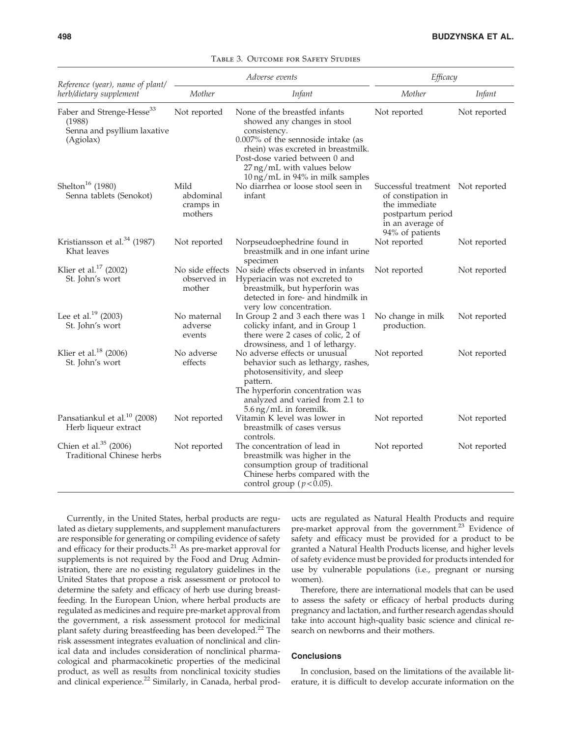Table 3. Outcome for Safety Studies

| Reference (year), name of plant/herb/dietary supplement | Adverse events | | Efficacy | |
|---|---|---|---|---|
| | Mother | Infant | Mother | Infant |
| Faber and Strenge-Hesse[33] (1988) Senna and psyllium laxative (Agiolax) | Not reported | None of the breastfed infants showed any changes in stool consistency. 0.007% of the sennoside intake (as rhein) was excreted in breastmilk. Post-dose varied between 0 and 27 ng/mL with values below 10 ng/mL in 94% in milk samples | Not reported | Not reported |
| Shelton[16] (1980) Senna tablets (Senokot) | Mild abdominal cramps in mothers | No diarrhea or loose stool seen in infant | Successful treatment of constipation in the immediate postpartum period in an average of 94% of patients | Not reported |
| Kristiansson et al.[34] (1987) Khat leaves | Not reported | Norpseudoephedrine found in breastmilk and in one infant urine specimen | Not reported | Not reported |
| Klier et al.[17] (2002) St. John's wort | No side effects observed in mother | No side effects observed in infants Hyperiacin was not excreted to breastmilk, but hyperforin was detected in fore- and hindmilk in very low concentration. | Not reported | Not reported |
| Lee et al.[19] (2003) St. John's wort | No maternal adverse events | In Group 2 and 3 each there was 1 colicky infant, and in Group 1 there were 2 cases of colic, 2 of drowsiness, and 1 of lethargy. | No change in milk production. | Not reported |
| Klier et al.[18] (2006) St. John's wort | No adverse effects | No adverse effects or unusual behavior such as lethargy, rashes, photosensitivity, and sleep pattern. The hyperforin concentration was analyzed and varied from 2.1 to 5.6 ng/mL in foremilk. | Not reported | Not reported |
| Pansatiankul et al.[10] (2008) Herb liqueur extract | Not reported | Vitamin K level was lower in breastmilk of cases versus controls. | Not reported | Not reported |
| Chien et al.[35] (2006) Traditional Chinese herbs | Not reported | The concentration of lead in breastmilk was higher in the consumption group of traditional Chinese herbs compared with the control group ($p < 0.05$). | Not reported | Not reported |

Currently, in the United States, herbal products are regulated as dietary supplements, and supplement manufacturers are responsible for generating or compiling evidence of safety and efficacy for their products.[21] As pre-market approval for supplements is not required by the Food and Drug Administration, there are no existing regulatory guidelines in the United States that propose a risk assessment or protocol to determine the safety and efficacy of herb use during breastfeeding. In the European Union, where herbal products are regulated as medicines and require pre-market approval from the government, a risk assessment protocol for medicinal plant safety during breastfeeding has been developed.[22] The risk assessment integrates evaluation of nonclinical and clinical data and includes consideration of nonclinical pharmacological and pharmacokinetic properties of the medicinal product, as well as results from nonclinical toxicity studies and clinical experience.[22] Similarly, in Canada, herbal products are regulated as Natural Health Products and require pre-market approval from the government.[23] Evidence of safety and efficacy must be provided for a product to be granted a Natural Health Products license, and higher levels of safety evidence must be provided for products intended for use by vulnerable populations (i.e., pregnant or nursing women).

Therefore, there are international models that can be used to assess the safety or efficacy of herbal products during pregnancy and lactation, and further research agendas should take into account high-quality basic science and clinical research on newborns and their mothers.

## Conclusions

In conclusion, based on the limitations of the available literature, it is difficult to develop accurate information on the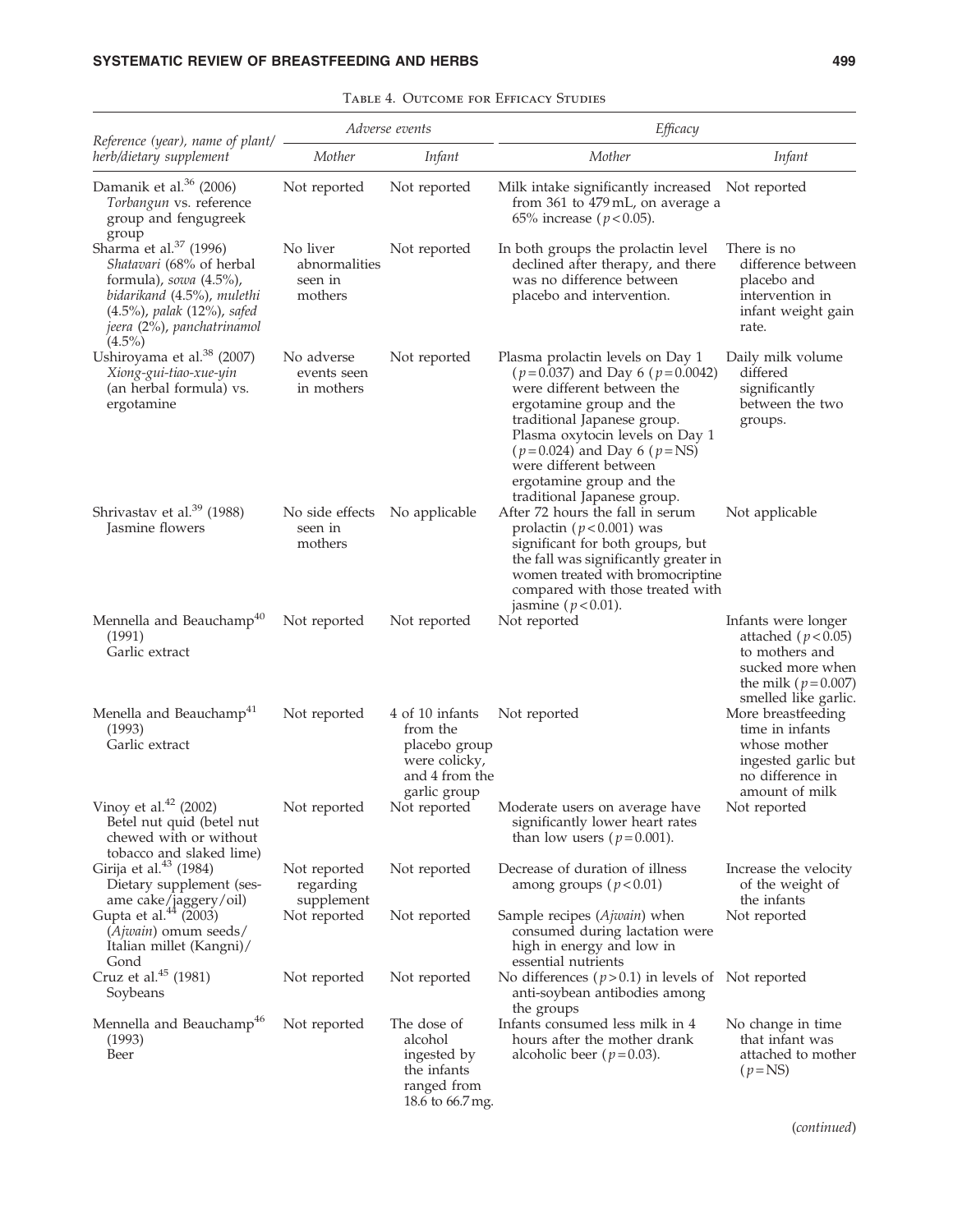Table 4. Outcome for Efficacy Studies

| Reference (year), name of plant/herb/dietary supplement | Adverse events | | Efficacy | |
|---|---|---|---|---|
| | Mother | Infant | Mother | Infant |
| Damanik et al.[36] (2006) *Torbangun* vs. reference group and fengugreek group | Not reported | Not reported | Milk intake significantly increased from 361 to 479 mL, on average a 65% increase ($p < 0.05$). | Not reported |
| Sharma et al.[37] (1996) *Shatavari* (68% of herbal formula), *sowa* (4.5%), *bidarikand* (4.5%), *mulethi* (4.5%), *palak* (12%), *safed jeera* (2%), *panchatrinamol* (4.5%) | No liver abnormalities seen in mothers | Not reported | In both groups the prolactin level declined after therapy, and there was no difference between placebo and intervention. | There is no difference between placebo and intervention in infant weight gain rate. |
| Ushiroyama et al.[38] (2007) *Xiong-gui-tiao-xue-yin* (an herbal formula) vs. ergotamine | No adverse events seen in mothers | Not reported | Plasma prolactin levels on Day 1 ($p = 0.037$) and Day 6 ($p = 0.0042$) were different between the ergotamine group and the traditional Japanese group. Plasma oxytocin levels on Day 1 ($p = 0.024$) and Day 6 ($p =$ NS) were different between ergotamine group and the traditional Japanese group. | Daily milk volume differed significantly between the two groups. |
| Shrivastav et al.[39] (1988) Jasmine flowers | No side effects seen in mothers | No applicable | After 72 hours the fall in serum prolactin ($p < 0.001$) was significant for both groups, but the fall was significantly greater in women treated with bromocriptine compared with those treated with jasmine ($p < 0.01$). | Not applicable |
| Mennella and Beauchamp[40] (1991) Garlic extract | Not reported | Not reported | Not reported | Infants were longer attached ($p < 0.05$) to mothers and sucked more when the milk ($p = 0.007$) smelled like garlic. |
| Menella and Beauchamp[41] (1993) Garlic extract | Not reported | 4 of 10 infants from the placebo group were colicky, and 4 from the garlic group | Not reported | More breastfeeding time in infants whose mother ingested garlic but no difference in amount of milk |
| Vinoy et al.[42] (2002) Betel nut quid (betel nut chewed with or without tobacco and slaked lime) | Not reported | Not reported | Moderate users on average have significantly lower heart rates than low users ($p = 0.001$). | Not reported |
| Girija et al.[43] (1984) Dietary supplement (sesame cake/jaggery/oil) | Not reported regarding supplement | Not reported | Decrease of duration of illness among groups ($p < 0.01$) | Increase the velocity of the weight of the infants |
| Gupta et al.[44] (2003) (*Ajwain*) omum seeds/ Italian millet (Kangni)/ Gond | Not reported | Not reported | Sample recipes (*Ajwain*) when consumed during lactation were high in energy and low in essential nutrients | Not reported |
| Cruz et al.[45] (1981) Soybeans | Not reported | Not reported | No differences ($p > 0.1$) in levels of anti-soybean antibodies among the groups | Not reported |
| Mennella and Beauchamp[46] (1993) Beer | Not reported | The dose of alcohol ingested by the infants ranged from 18.6 to 66.7 mg. | Infants consumed less milk in 4 hours after the mother drank alcoholic beer ($p = 0.03$). | No change in time that infant was attached to mother ($p =$ NS) |

(*continued*)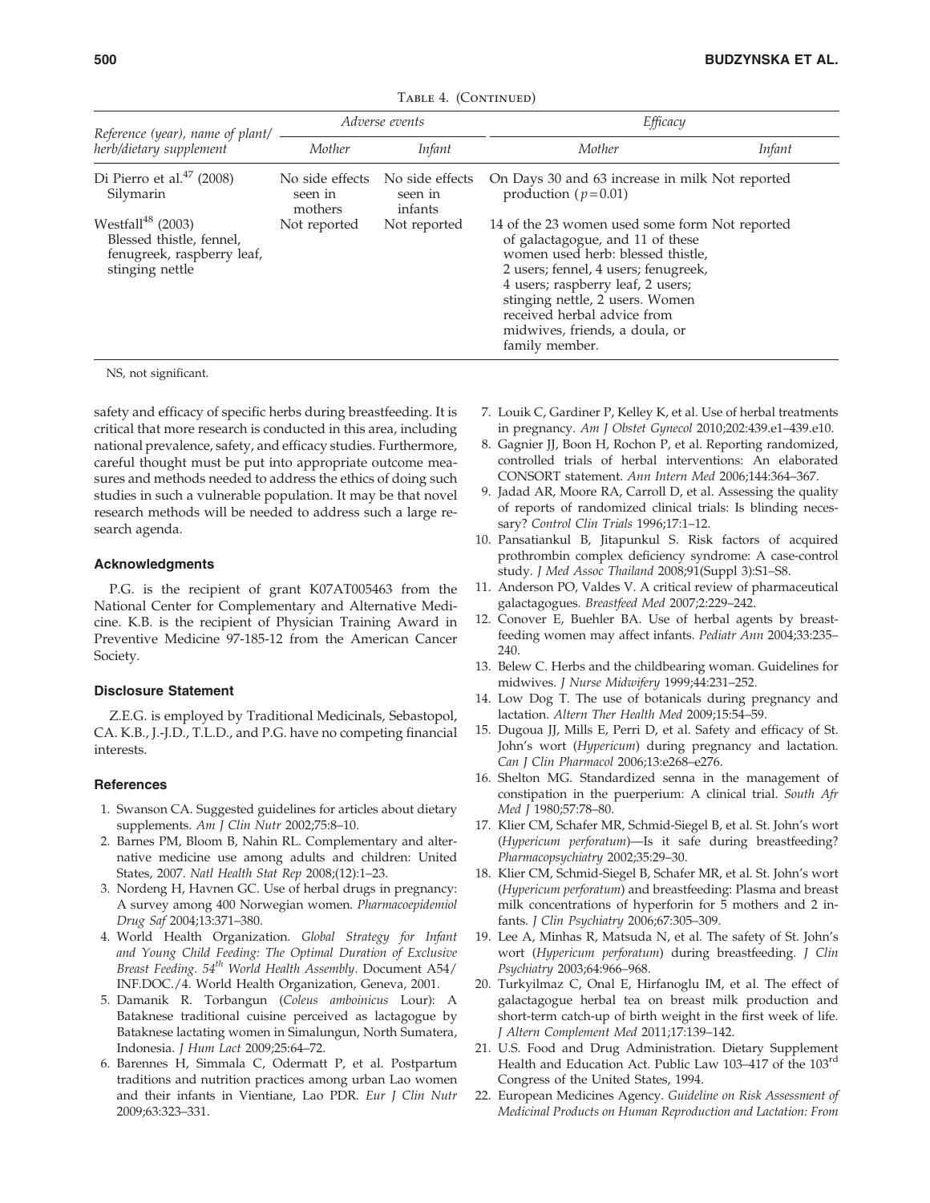Table 4. (Continued)

| Reference (year), name of plant/herb/dietary supplement | Adverse events | | Efficacy | |
|---|---|---|---|---|
| | Mother | Infant | Mother | Infant |
| Di Pierro et al.[47] (2008) Silymarin | No side effects seen in mothers | No side effects seen in infants | On Days 30 and 63 increase in milk production ($p=0.01$) | Not reported |
| Westfall[48] (2003) Blessed thistle, fennel, fenugreek, raspberry leaf, stinging nettle | Not reported | Not reported | 14 of the 23 women used some form of galactagogue, and 11 of these women used herb: blessed thistle, 2 users; fennel, 4 users; fenugreek, 4 users; raspberry leaf, 2 users; stinging nettle, 2 users. Women received herbal advice from midwives, friends, a doula, or family member. | Not reported |

NS, not significant.

safety and efficacy of specific herbs during breastfeeding. It is critical that more research is conducted in this area, including national prevalence, safety, and efficacy studies. Furthermore, careful thought must be put into appropriate outcome measures and methods needed to address the ethics of doing such studies in such a vulnerable population. It may be that novel research methods will be needed to address such a large research agenda.

### Acknowledgments

P.G. is the recipient of grant K07AT005463 from the National Center for Complementary and Alternative Medicine. K.B. is the recipient of Physician Training Award in Preventive Medicine 97-185-12 from the American Cancer Society.

### Disclosure Statement

Z.E.G. is employed by Traditional Medicinals, Sebastopol, CA. K.B., J.-J.D., T.L.D., and P.G. have no competing financial interests.

### References

1. Swanson CA. Suggested guidelines for articles about dietary supplements. *Am J Clin Nutr* 2002;75:8–10.
2. Barnes PM, Bloom B, Nahin RL. Complementary and alternative medicine use among adults and children: United States, 2007. *Natl Health Stat Rep* 2008;(12):1–23.
3. Nordeng H, Havnen GC. Use of herbal drugs in pregnancy: A survey among 400 Norwegian women. *Pharmacoepidemiol Drug Saf* 2004;13:371–380.
4. World Health Organization. *Global Strategy for Infant and Young Child Feeding: The Optimal Duration of Exclusive Breast Feeding. 54th World Health Assembly*. Document A54/INF.DOC./4. World Health Organization, Geneva, 2001.
5. Damanik R. Torbangun (*Coleus amboinicus* Lour): A Bataknese traditional cuisine perceived as lactagogue by Bataknese lactating women in Simalungun, North Sumatera, Indonesia. *J Hum Lact* 2009;25:64–72.
6. Barennes H, Simmala C, Odermatt P, et al. Postpartum traditions and nutrition practices among urban Lao women and their infants in Vientiane, Lao PDR. *Eur J Clin Nutr* 2009;63:323–331.
7. Louik C, Gardiner P, Kelley K, et al. Use of herbal treatments in pregnancy. *Am J Obstet Gynecol* 2010;202:439.e1–439.e10.
8. Gagnier JJ, Boon H, Rochon P, et al. Reporting randomized, controlled trials of herbal interventions: An elaborated CONSORT statement. *Ann Intern Med* 2006;144:364–367.
9. Jadad AR, Moore RA, Carroll D, et al. Assessing the quality of reports of randomized clinical trials: Is blinding necessary? *Control Clin Trials* 1996;17:1–12.
10. Pansatiankul B, Jitapunkul S. Risk factors of acquired prothrombin complex deficiency syndrome: A case-control study. *J Med Assoc Thailand* 2008;91(Suppl 3):S1–S8.
11. Anderson PO, Valdes V. A critical review of pharmaceutical galactagogues. *Breastfeed Med* 2007;2:229–242.
12. Conover E, Buehler BA. Use of herbal agents by breastfeeding women may affect infants. *Pediatr Ann* 2004;33:235–240.
13. Belew C. Herbs and the childbearing woman. Guidelines for midwives. *J Nurse Midwifery* 1999;44:231–252.
14. Low Dog T. The use of botanicals during pregnancy and lactation. *Altern Ther Health Med* 2009;15:54–59.
15. Dugoua JJ, Mills E, Perri D, et al. Safety and efficacy of St. John's wort (*Hypericum*) during pregnancy and lactation. *Can J Clin Pharmacol* 2006;13:e268–e276.
16. Shelton MG. Standardized senna in the management of constipation in the puerperium: A clinical trial. *South Afr Med J* 1980;57:78–80.
17. Klier CM, Schafer MR, Schmid-Siegel B, et al. St. John's wort (*Hypericum perforatum*)—Is it safe during breastfeeding? *Pharmacopsychiatry* 2002;35:29–30.
18. Klier CM, Schmid-Siegel B, Schafer MR, et al. St. John's wort (*Hypericum perforatum*) and breastfeeding: Plasma and breast milk concentrations of hyperforin for 5 mothers and 2 infants. *J Clin Psychiatry* 2006;67:305–309.
19. Lee A, Minhas R, Matsuda N, et al. The safety of St. John's wort (*Hypericum perforatum*) during breastfeeding. *J Clin Psychiatry* 2003;64:966–968.
20. Turkyilmaz C, Onal E, Hirfanoglu IM, et al. The effect of galactagogue herbal tea on breast milk production and short-term catch-up of birth weight in the first week of life. *J Altern Complement Med* 2011;17:139–142.
21. U.S. Food and Drug Administration. Dietary Supplement Health and Education Act. Public Law 103–417 of the 103rd Congress of the United States, 1994.
22. European Medicines Agency. *Guideline on Risk Assessment of Medicinal Products on Human Reproduction and Lactation: From*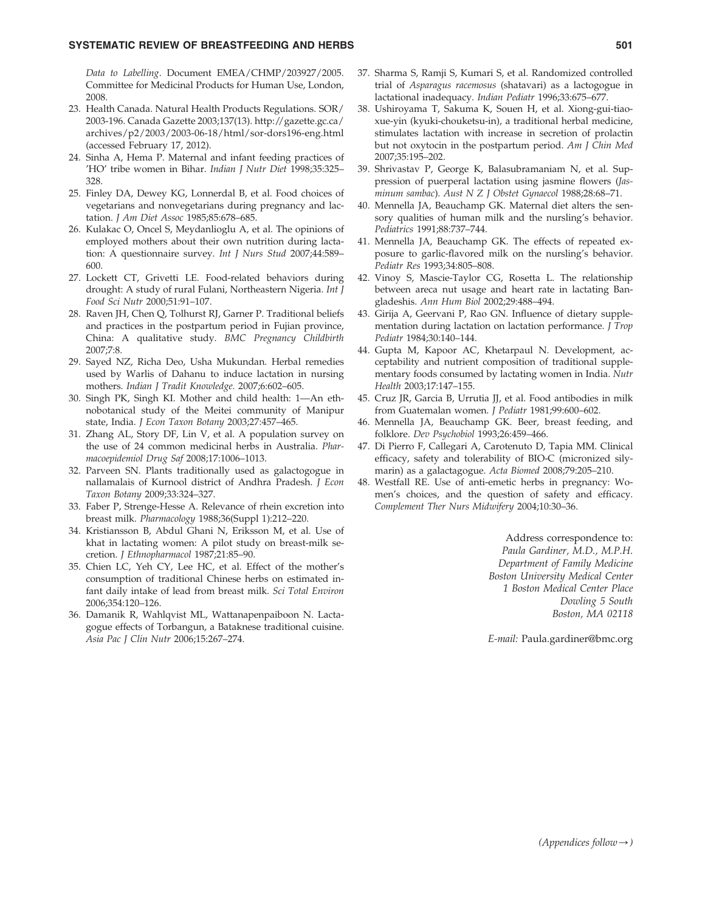*Data to Labelling*. Document EMEA/CHMP/203927/2005. Committee for Medicinal Products for Human Use, London, 2008.

23. Health Canada. Natural Health Products Regulations. SOR/2003-196. Canada Gazette 2003;137(13). http://gazette.gc.ca/archives/p2/2003/2003-06-18/html/sor-dors196-eng.html (accessed February 17, 2012).
24. Sinha A, Hema P. Maternal and infant feeding practices of 'HO' tribe women in Bihar. *Indian J Nutr Diet* 1998;35:325–328.
25. Finley DA, Dewey KG, Lonnerdal B, et al. Food choices of vegetarians and nonvegetarians during pregnancy and lactation. *J Am Diet Assoc* 1985;85:678–685.
26. Kulakac O, Oncel S, Meydanlioglu A, et al. The opinions of employed mothers about their own nutrition during lactation: A questionnaire survey. *Int J Nurs Stud* 2007;44:589–600.
27. Lockett CT, Grivetti LE. Food-related behaviors during drought: A study of rural Fulani, Northeastern Nigeria. *Int J Food Sci Nutr* 2000;51:91–107.
28. Raven JH, Chen Q, Tolhurst RJ, Garner P. Traditional beliefs and practices in the postpartum period in Fujian province, China: A qualitative study. *BMC Pregnancy Childbirth* 2007;7:8.
29. Sayed NZ, Richa Deo, Usha Mukundan. Herbal remedies used by Warlis of Dahanu to induce lactation in nursing mothers. *Indian J Tradit Knowledge.* 2007;6:602–605.
30. Singh PK, Singh KI. Mother and child health: 1—An ethnobotanical study of the Meitei community of Manipur state, India. *J Econ Taxon Botany* 2003;27:457–465.
31. Zhang AL, Story DF, Lin V, et al. A population survey on the use of 24 common medicinal herbs in Australia. *Pharmacoepidemiol Drug Saf* 2008;17:1006–1013.
32. Parveen SN. Plants traditionally used as galactogogue in nallamalais of Kurnool district of Andhra Pradesh. *J Econ Taxon Botany* 2009;33:324–327.
33. Faber P, Strenge-Hesse A. Relevance of rhein excretion into breast milk. *Pharmacology* 1988;36(Suppl 1):212–220.
34. Kristiansson B, Abdul Ghani N, Eriksson M, et al. Use of khat in lactating women: A pilot study on breast-milk secretion. *J Ethnopharmacol* 1987;21:85–90.
35. Chien LC, Yeh CY, Lee HC, et al. Effect of the mother's consumption of traditional Chinese herbs on estimated infant daily intake of lead from breast milk. *Sci Total Environ* 2006;354:120–126.
36. Damanik R, Wahlqvist ML, Wattanapenpaiboon N. Lactagogue effects of Torbangun, a Bataknese traditional cuisine. *Asia Pac J Clin Nutr* 2006;15:267–274.
37. Sharma S, Ramji S, Kumari S, et al. Randomized controlled trial of *Asparagus racemosus* (shatavari) as a lactogogue in lactational inadequacy. *Indian Pediatr* 1996;33:675–677.
38. Ushiroyama T, Sakuma K, Souen H, et al. Xiong-gui-tiao-xue-yin (kyuki-chouketsu-in), a traditional herbal medicine, stimulates lactation with increase in secretion of prolactin but not oxytocin in the postpartum period. *Am J Chin Med* 2007;35:195–202.
39. Shrivastav P, George K, Balasubramaniam N, et al. Suppression of puerperal lactation using jasmine flowers (*Jasminum sambac*). *Aust N Z J Obstet Gynaecol* 1988;28:68–71.
40. Mennella JA, Beauchamp GK. Maternal diet alters the sensory qualities of human milk and the nursling's behavior. *Pediatrics* 1991;88:737–744.
41. Mennella JA, Beauchamp GK. The effects of repeated exposure to garlic-flavored milk on the nursling's behavior. *Pediatr Res* 1993;34:805–808.
42. Vinoy S, Mascie-Taylor CG, Rosetta L. The relationship between areca nut usage and heart rate in lactating Bangladeshis. *Ann Hum Biol* 2002;29:488–494.
43. Girija A, Geervani P, Rao GN. Influence of dietary supplementation during lactation on lactation performance. *J Trop Pediatr* 1984;30:140–144.
44. Gupta M, Kapoor AC, Khetarpaul N. Development, acceptability and nutrient composition of traditional supplementary foods consumed by lactating women in India. *Nutr Health* 2003;17:147–155.
45. Cruz JR, Garcia B, Urrutia JJ, et al. Food antibodies in milk from Guatemalan women. *J Pediatr* 1981;99:600–602.
46. Mennella JA, Beauchamp GK. Beer, breast feeding, and folklore. *Dev Psychobiol* 1993;26:459–466.
47. Di Pierro F, Callegari A, Carotenuto D, Tapia MM. Clinical efficacy, safety and tolerability of BIO-C (micronized silymarin) as a galactagogue. *Acta Biomed* 2008;79:205–210.
48. Westfall RE. Use of anti-emetic herbs in pregnancy: Women's choices, and the question of safety and efficacy. *Complement Ther Nurs Midwifery* 2004;10:30–36.

Address correspondence to:
*Paula Gardiner, M.D., M.P.H.*
*Department of Family Medicine*
*Boston University Medical Center*
*1 Boston Medical Center Place*
*Dowling 5 South*
*Boston, MA 02118*

*E-mail:* Paula.gardiner@bmc.org

*(Appendices follow→)*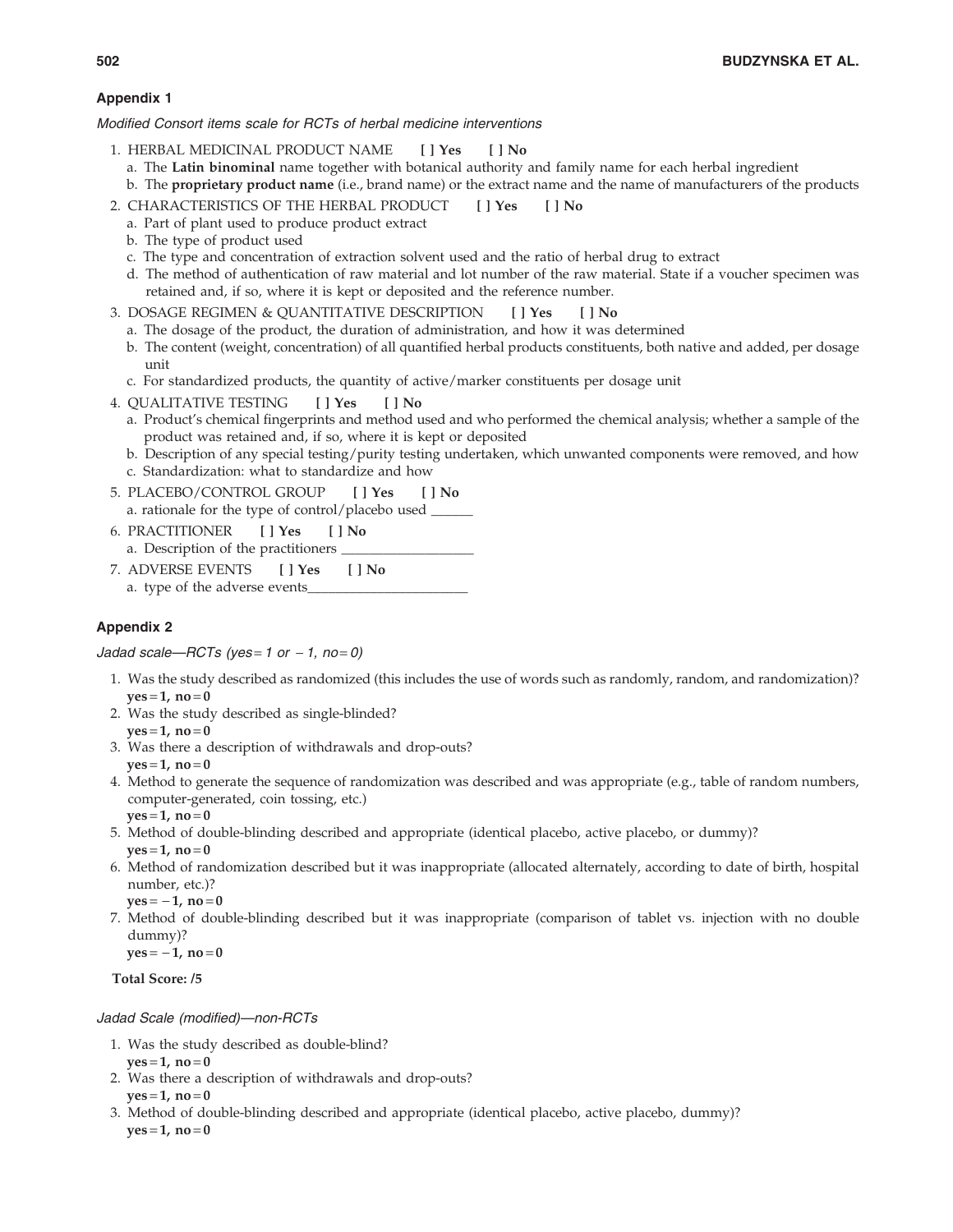### Appendix 1

*Modified Consort items scale for RCTs of herbal medicine interventions*

1. HERBAL MEDICINAL PRODUCT NAME **[ ] Yes [ ] No**
   a. The **Latin binominal** name together with botanical authority and family name for each herbal ingredient
   b. The **proprietary product name** (i.e., brand name) or the extract name and the name of manufacturers of the products
2. CHARACTERISTICS OF THE HERBAL PRODUCT **[ ] Yes [ ] No**
   a. Part of plant used to produce product extract
   b. The type of product used
   c. The type and concentration of extraction solvent used and the ratio of herbal drug to extract
   d. The method of authentication of raw material and lot number of the raw material. State if a voucher specimen was retained and, if so, where it is kept or deposited and the reference number.
3. DOSAGE REGIMEN & QUANTITATIVE DESCRIPTION **[ ] Yes [ ] No**
   a. The dosage of the product, the duration of administration, and how it was determined
   b. The content (weight, concentration) of all quantified herbal products constituents, both native and added, per dosage unit
   c. For standardized products, the quantity of active/marker constituents per dosage unit
4. QUALITATIVE TESTING **[ ] Yes [ ] No**
   a. Product's chemical fingerprints and method used and who performed the chemical analysis; whether a sample of the product was retained and, if so, where it is kept or deposited
   b. Description of any special testing/purity testing undertaken, which unwanted components were removed, and how
   c. Standardization: what to standardize and how
5. PLACEBO/CONTROL GROUP **[ ] Yes [ ] No**
   a. rationale for the type of control/placebo used ______
6. PRACTITIONER **[ ] Yes [ ] No**
   a. Description of the practitioners __________________
7. ADVERSE EVENTS **[ ] Yes [ ] No**
   a. type of the adverse events______________________

### Appendix 2

*Jadad scale—RCTs (yes = 1 or − 1, no = 0)*

1. Was the study described as randomized (this includes the use of words such as randomly, random, and randomization)?
   **yes = 1, no = 0**
2. Was the study described as single-blinded?
   **yes = 1, no = 0**
3. Was there a description of withdrawals and drop-outs?
   **yes = 1, no = 0**
4. Method to generate the sequence of randomization was described and was appropriate (e.g., table of random numbers, computer-generated, coin tossing, etc.)
   **yes = 1, no = 0**
5. Method of double-blinding described and appropriate (identical placebo, active placebo, or dummy)?
   **yes = 1, no = 0**
6. Method of randomization described but it was inappropriate (allocated alternately, according to date of birth, hospital number, etc.)?
   **yes = − 1, no = 0**
7. Method of double-blinding described but it was inappropriate (comparison of tablet vs. injection with no double dummy)?
   **yes = − 1, no = 0**

**Total Score: /5**

*Jadad Scale (modified)—non-RCTs*

1. Was the study described as double-blind?
   **yes = 1, no = 0**
2. Was there a description of withdrawals and drop-outs?
   **yes = 1, no = 0**
3. Method of double-blinding described and appropriate (identical placebo, active placebo, dummy)?
   **yes = 1, no = 0**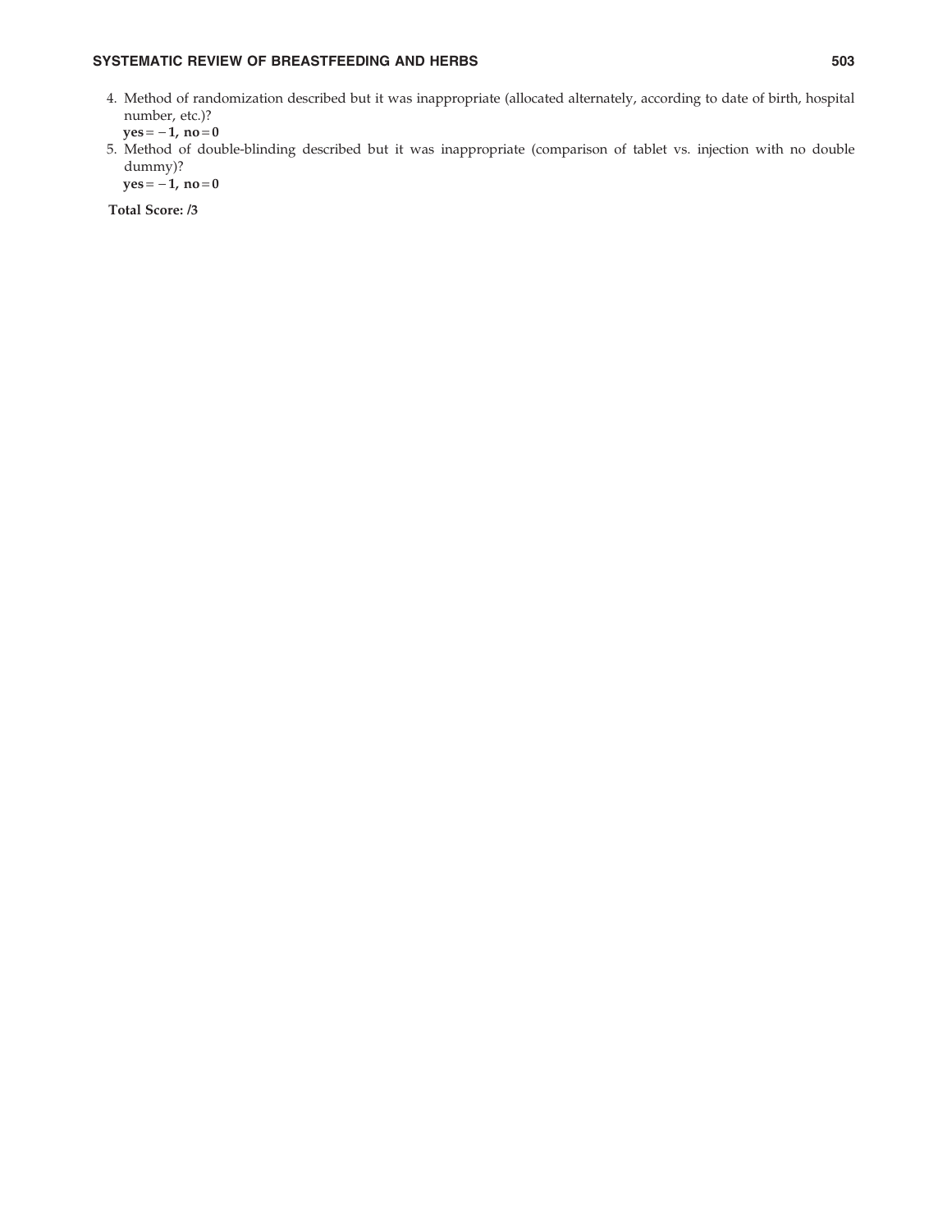4. Method of randomization described but it was inappropriate (allocated alternately, according to date of birth, hospital number, etc.)?
   **yes = −1, no = 0**
5. Method of double-blinding described but it was inappropriate (comparison of tablet vs. injection with no double dummy)?
   **yes = −1, no = 0**

**Total Score: /3**